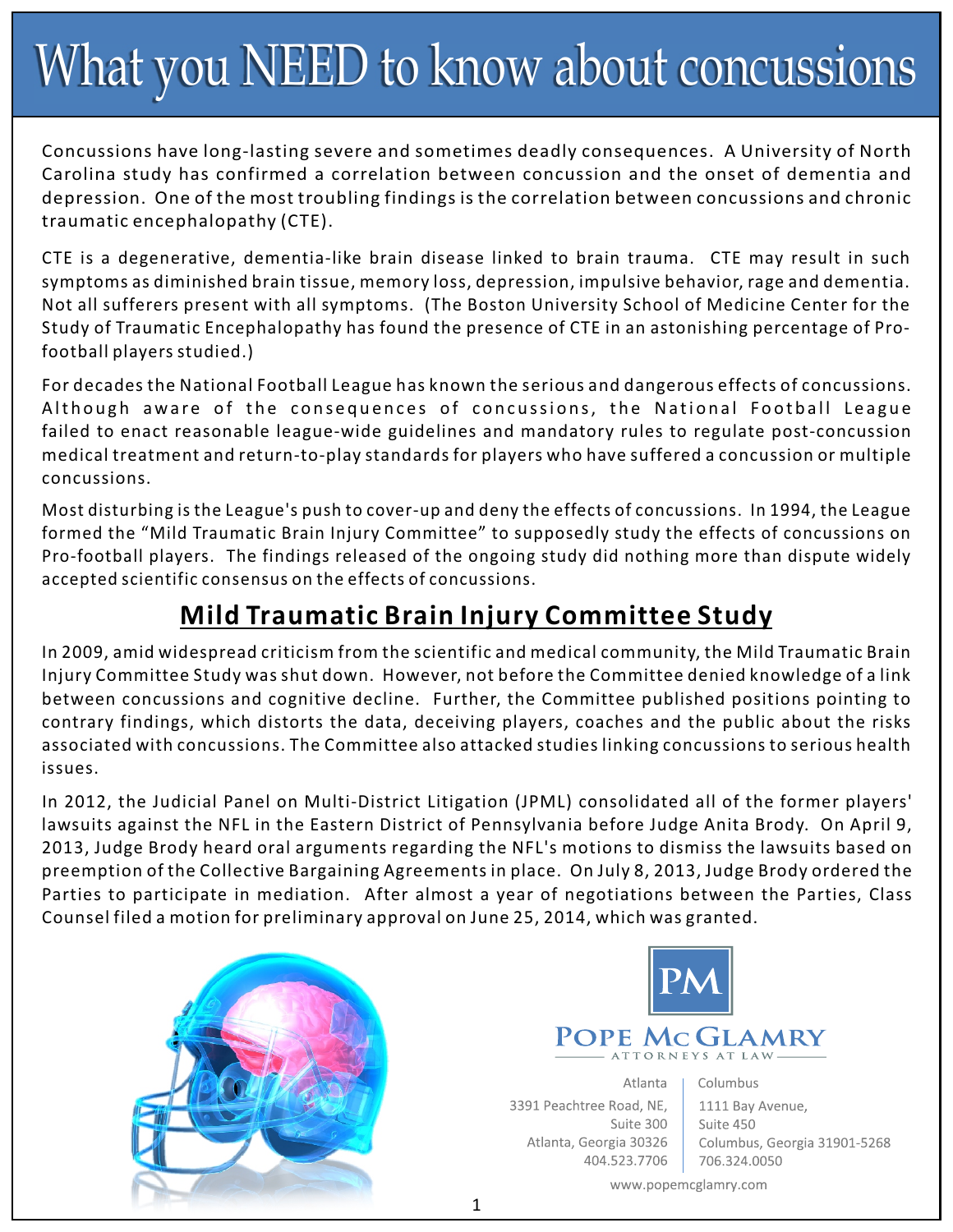# What you NEED to know about concussions

Concussions have long-lasting severe and sometimes deadly consequences. A University of North Carolina study has confirmed a correlation between concussion and the onset of dementia and depression. One of the most troubling findings is the correlation between concussions and chronic traumatic encephalopathy (CTE).

CTE is a degenerative, dementia-like brain disease linked to brain trauma. CTE may result in such symptoms as diminished brain tissue, memory loss, depression, impulsive behavior, rage and dementia. Not all sufferers present with all symptoms. (The Boston University School of Medicine Center for the Study of Traumatic Encephalopathy has found the presence of CTE in an astonishing percentage of Pro-football players studied.)

For decades the National Football League has known the serious and dangerous effects of concussions. Although aware of the consequences of concussions, the National Football League failed to enact reasonable league-wide guidelines and mandatory rules to regulate post-concussion medical treatment and return-to-play standards for players who have suffered a concussion or multiple concussions.

Most disturbing is the League's push to cover-up and deny the effects of concussions. In 1994, the League formed the "Mild Traumatic Brain Injury Committee" to supposedly study the effects of concussions on Pro-football players. The findings released of the ongoing study did nothing more than dispute widely accepted scientific consensus on the effects of concussions.

## Mild Traumatic Brain Injury Committee Study

In 2009, amid widespread criticism from the scientific and medical community, the Mild Traumatic Brain Injury Committee Study was shut down. However, not before the Committee denied knowledge of a link between concussions and cognitive decline. Further, the Committee published positions pointing to contrary findings, which distorts the data, deceiving players, coaches and the public about the risks associated with concussions. The Committee also attacked studies linking concussions to serious health issues.

In 2012, the Judicial Panel on Multi-District Litigation (JPML) consolidated all of the former players' lawsuits against the NFL in the Eastern District of Pennsylvania before Judge Anita Brody. On April 9, 2013, Judge Brody heard oral arguments regarding the NFL's motions to dismiss the lawsuits based on preemption of the Collective Bargaining Agreements in place. On July 8, 2013, Judge Brody ordered the Parties to participate in mediation. After almost a year of negotiations between the Parties, Class Counsel filed a motion for preliminary approval on June 25, 2014, which was granted.

PM

**POPE McGLAMRY**
ATTORNEYS AT LAW

| Atlanta | Columbus |
|---|---|
| 3391 Peachtree Road, NE, Suite 300 | 1111 Bay Avenue, Suite 450 |
| Atlanta, Georgia 30326 | Columbus, Georgia 31901-5268 |
| 404.523.7706 | 706.324.0050 |

www.popemcglamry.com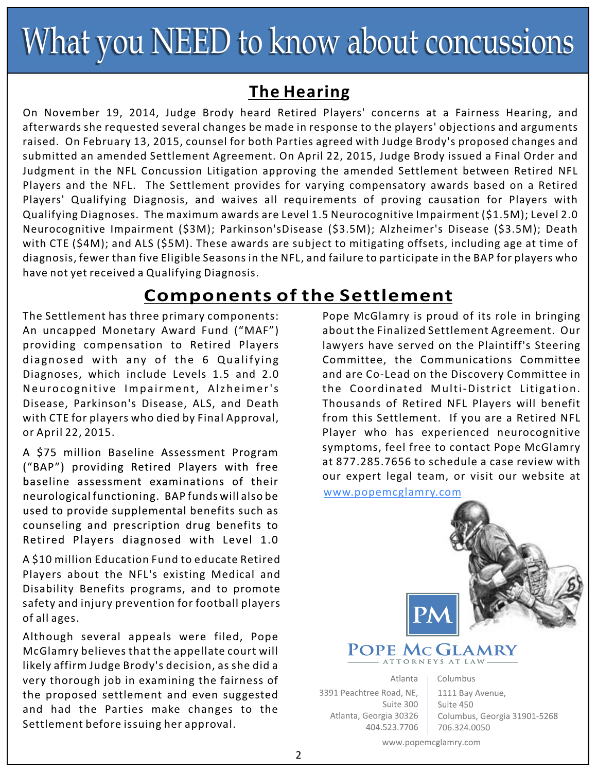# What you NEED to know about concussions

## The Hearing

On November 19, 2014, Judge Brody heard Retired Players' concerns at a Fairness Hearing, and afterwards she requested several changes be made in response to the players' objections and arguments raised. On February 13, 2015, counsel for both Parties agreed with Judge Brody's proposed changes and submitted an amended Settlement Agreement. On April 22, 2015, Judge Brody issued a Final Order and Judgment in the NFL Concussion Litigation approving the amended Settlement between Retired NFL Players and the NFL. The Settlement provides for varying compensatory awards based on a Retired Players' Qualifying Diagnosis, and waives all requirements of proving causation for Players with Qualifying Diagnoses. The maximum awards are Level 1.5 Neurocognitive Impairment ($1.5M); Level 2.0 Neurocognitive Impairment ($3M); Parkinson'sDisease ($3.5M); Alzheimer's Disease ($3.5M); Death with CTE ($4M); and ALS ($5M). These awards are subject to mitigating offsets, including age at time of diagnosis, fewer than five Eligible Seasons in the NFL, and failure to participate in the BAP for players who have not yet received a Qualifying Diagnosis.

## Components of the Settlement

The Settlement has three primary components: An uncapped Monetary Award Fund ("MAF") providing compensation to Retired Players diagnosed with any of the 6 Qualifying Diagnoses, which include Levels 1.5 and 2.0 Neurocognitive Impairment, Alzheimer's Disease, Parkinson's Disease, ALS, and Death with CTE for players who died by Final Approval, or April 22, 2015.

A $75 million Baseline Assessment Program ("BAP") providing Retired Players with free baseline assessment examinations of their neurological functioning. BAP funds will also be used to provide supplemental benefits such as counseling and prescription drug benefits to Retired Players diagnosed with Level 1.0

A $10 million Education Fund to educate Retired Players about the NFL's existing Medical and Disability Benefits programs, and to promote safety and injury prevention for football players of all ages.

Although several appeals were filed, Pope McGlamry believes that the appellate court will likely affirm Judge Brody's decision, as she did a very thorough job in examining the fairness of the proposed settlement and even suggested and had the Parties make changes to the Settlement before issuing her approval.

Pope McGlamry is proud of its role in bringing about the Finalized Settlement Agreement. Our lawyers have served on the Plaintiff's Steering Committee, the Communications Committee and are Co-Lead on the Discovery Committee in the Coordinated Multi-District Litigation. Thousands of Retired NFL Players will benefit from this Settlement. If you are a Retired NFL Player who has experienced neurocognitive symptoms, feel free to contact Pope McGlamry at 877.285.7656 to schedule a case review with our expert legal team, or visit our website at www.popemcglamry.com

PM

**POPE MCGLAMRY**
ATTORNEYS AT LAW

| Atlanta | Columbus |
|---|---|
| 3391 Peachtree Road, NE, Suite 300 | 1111 Bay Avenue, Suite 450 |
| Atlanta, Georgia 30326 | Columbus, Georgia 31901-5268 |
| 404.523.7706 | 706.324.0050 |

www.popemcglamry.com